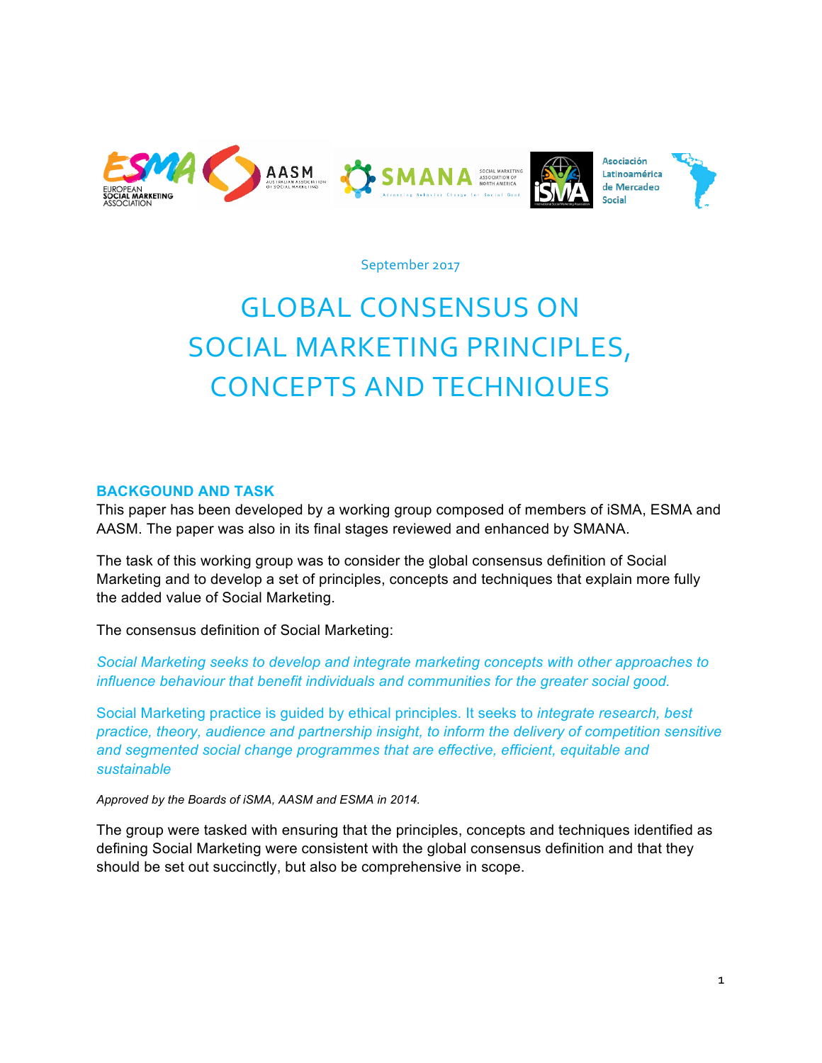September 2017

# GLOBAL CONSENSUS ON SOCIAL MARKETING PRINCIPLES, CONCEPTS AND TECHNIQUES

## BACKGOUND AND TASK

This paper has been developed by a working group composed of members of iSMA, ESMA and AASM. The paper was also in its final stages reviewed and enhanced by SMANA.

The task of this working group was to consider the global consensus definition of Social Marketing and to develop a set of principles, concepts and techniques that explain more fully the added value of Social Marketing.

The consensus definition of Social Marketing:

*Social Marketing seeks to develop and integrate marketing concepts with other approaches to influence behaviour that benefit individuals and communities for the greater social good.*

Social Marketing practice is guided by ethical principles. It seeks to *integrate research, best practice, theory, audience and partnership insight, to inform the delivery of competition sensitive and segmented social change programmes that are effective, efficient, equitable and sustainable*

*Approved by the Boards of iSMA, AASM and ESMA in 2014.*

The group were tasked with ensuring that the principles, concepts and techniques identified as defining Social Marketing were consistent with the global consensus definition and that they should be set out succinctly, but also be comprehensive in scope.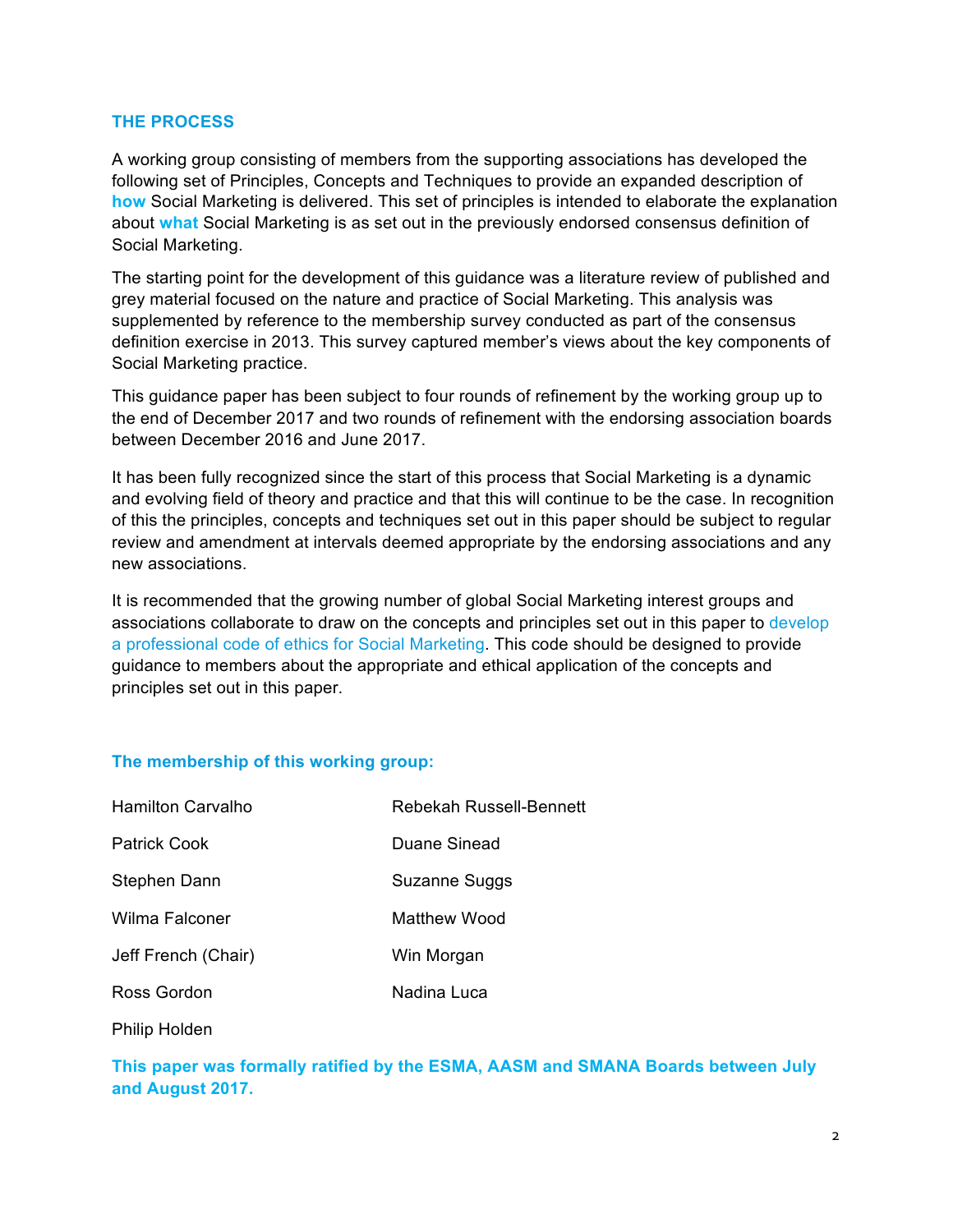## THE PROCESS

A working group consisting of members from the supporting associations has developed the following set of Principles, Concepts and Techniques to provide an expanded description of **how** Social Marketing is delivered. This set of principles is intended to elaborate the explanation about **what** Social Marketing is as set out in the previously endorsed consensus definition of Social Marketing.

The starting point for the development of this guidance was a literature review of published and grey material focused on the nature and practice of Social Marketing. This analysis was supplemented by reference to the membership survey conducted as part of the consensus definition exercise in 2013. This survey captured member's views about the key components of Social Marketing practice.

This guidance paper has been subject to four rounds of refinement by the working group up to the end of December 2017 and two rounds of refinement with the endorsing association boards between December 2016 and June 2017.

It has been fully recognized since the start of this process that Social Marketing is a dynamic and evolving field of theory and practice and that this will continue to be the case. In recognition of this the principles, concepts and techniques set out in this paper should be subject to regular review and amendment at intervals deemed appropriate by the endorsing associations and any new associations.

It is recommended that the growing number of global Social Marketing interest groups and associations collaborate to draw on the concepts and principles set out in this paper to develop a professional code of ethics for Social Marketing. This code should be designed to provide guidance to members about the appropriate and ethical application of the concepts and principles set out in this paper.

### The membership of this working group:

- Hamilton Carvalho
- Patrick Cook
- Stephen Dann
- Wilma Falconer
- Jeff French (Chair)
- Ross Gordon
- Philip Holden
- Rebekah Russell-Bennett
- Duane Sinead
- Suzanne Suggs
- Matthew Wood
- Win Morgan
- Nadina Luca

**This paper was formally ratified by the ESMA, AASM and SMANA Boards between July and August 2017.**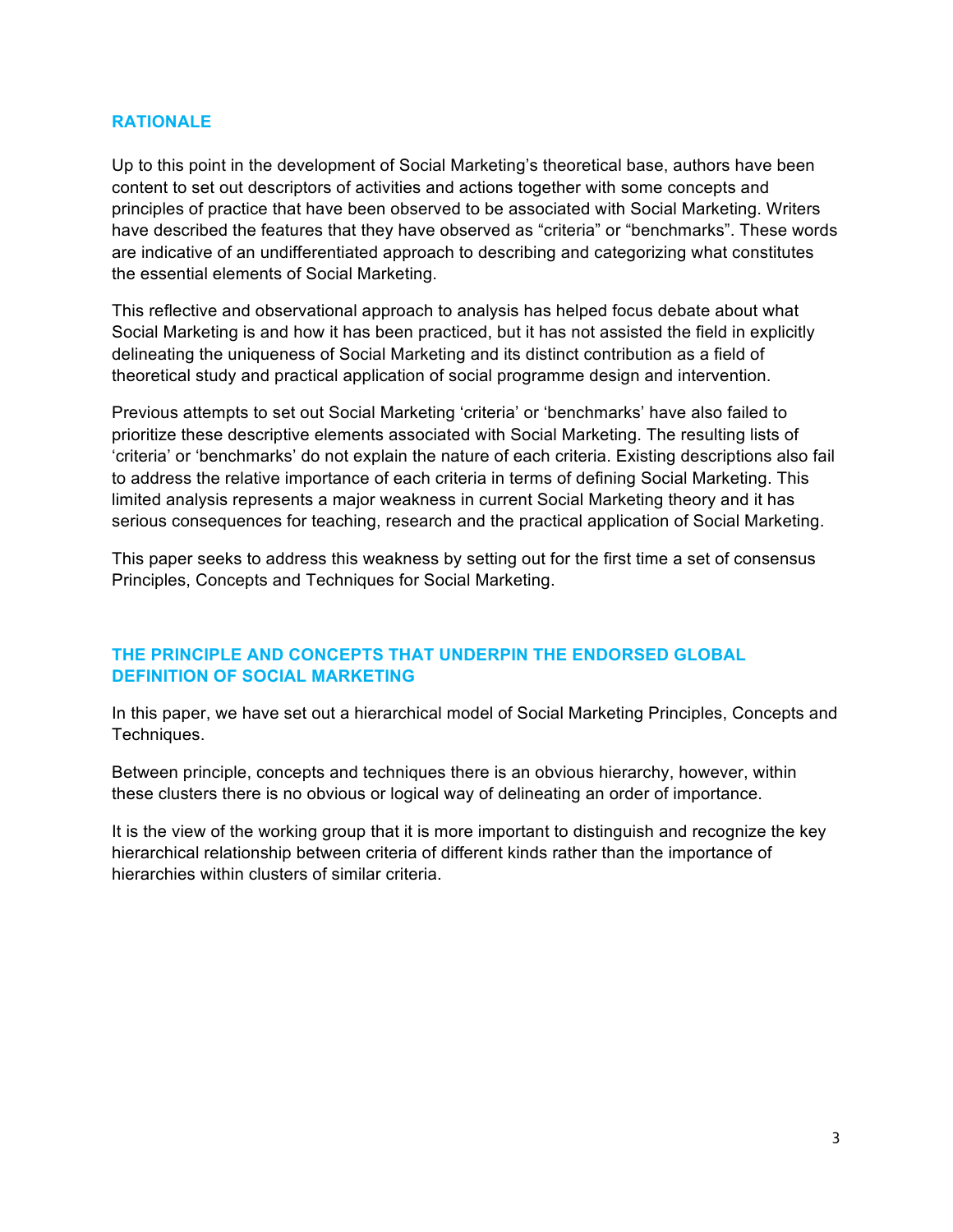## RATIONALE

Up to this point in the development of Social Marketing's theoretical base, authors have been content to set out descriptors of activities and actions together with some concepts and principles of practice that have been observed to be associated with Social Marketing. Writers have described the features that they have observed as "criteria" or "benchmarks". These words are indicative of an undifferentiated approach to describing and categorizing what constitutes the essential elements of Social Marketing.

This reflective and observational approach to analysis has helped focus debate about what Social Marketing is and how it has been practiced, but it has not assisted the field in explicitly delineating the uniqueness of Social Marketing and its distinct contribution as a field of theoretical study and practical application of social programme design and intervention.

Previous attempts to set out Social Marketing 'criteria' or 'benchmarks' have also failed to prioritize these descriptive elements associated with Social Marketing. The resulting lists of 'criteria' or 'benchmarks' do not explain the nature of each criteria. Existing descriptions also fail to address the relative importance of each criteria in terms of defining Social Marketing. This limited analysis represents a major weakness in current Social Marketing theory and it has serious consequences for teaching, research and the practical application of Social Marketing.

This paper seeks to address this weakness by setting out for the first time a set of consensus Principles, Concepts and Techniques for Social Marketing.

## THE PRINCIPLE AND CONCEPTS THAT UNDERPIN THE ENDORSED GLOBAL DEFINITION OF SOCIAL MARKETING

In this paper, we have set out a hierarchical model of Social Marketing Principles, Concepts and Techniques.

Between principle, concepts and techniques there is an obvious hierarchy, however, within these clusters there is no obvious or logical way of delineating an order of importance.

It is the view of the working group that it is more important to distinguish and recognize the key hierarchical relationship between criteria of different kinds rather than the importance of hierarchies within clusters of similar criteria.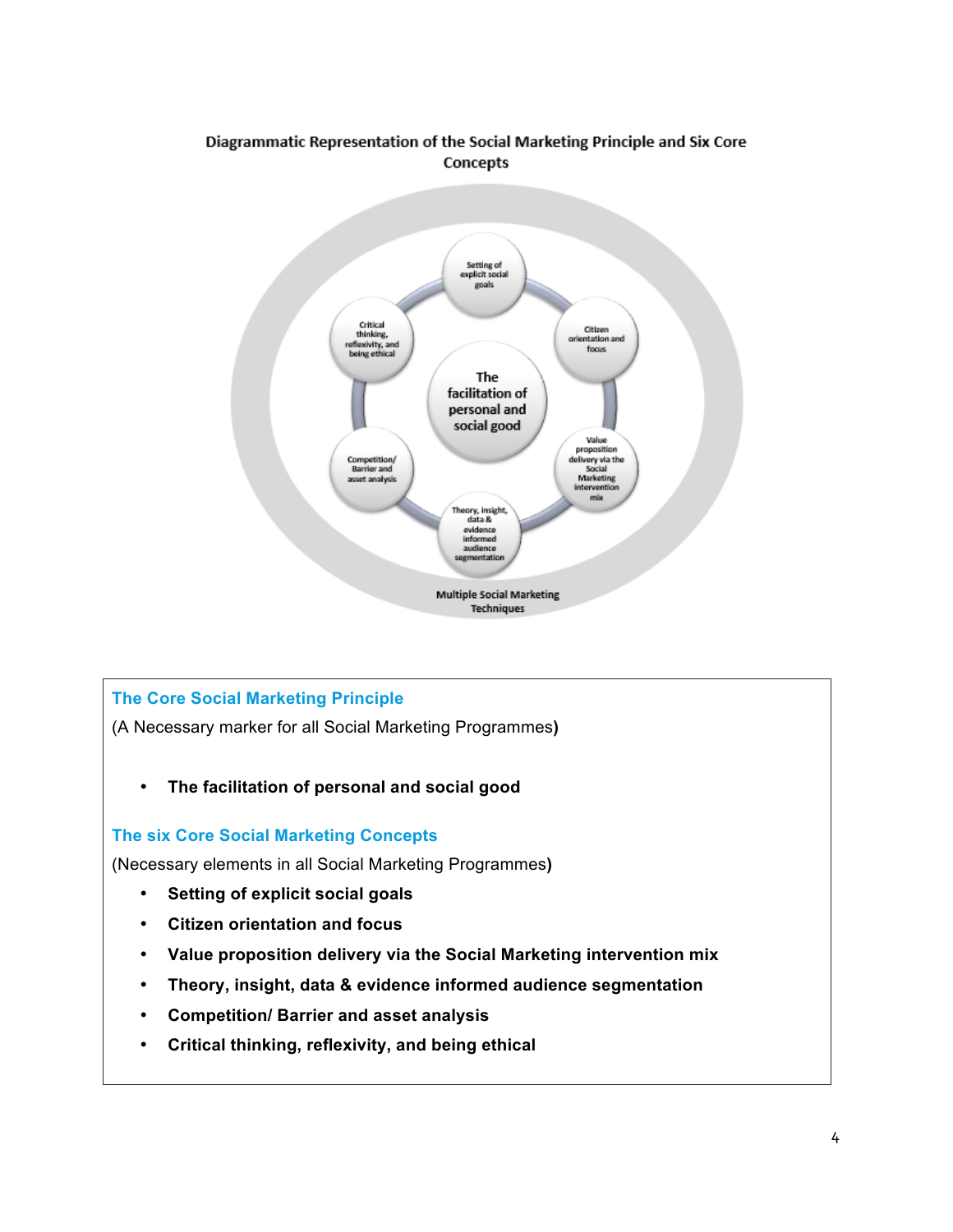**Diagrammatic Representation of the Social Marketing Principle and Six Core Concepts**

The facilitation of personal and social good

Setting of explicit social goals

Citizen orientation and focus

Value proposition delivery via the Social Marketing intervention mix

Theory, insight, data & evidence informed audience segmentation

Competition/ Barrier and asset analysis

Critical thinking, reflexivity, and being ethical

Multiple Social Marketing Techniques

## The Core Social Marketing Principle

(A Necessary marker for all Social Marketing Programmes)

- **The facilitation of personal and social good**

## The six Core Social Marketing Concepts

(Necessary elements in all Social Marketing Programmes)

- **Setting of explicit social goals**
- **Citizen orientation and focus**
- **Value proposition delivery via the Social Marketing intervention mix**
- **Theory, insight, data & evidence informed audience segmentation**
- **Competition/ Barrier and asset analysis**
- **Critical thinking, reflexivity, and being ethical**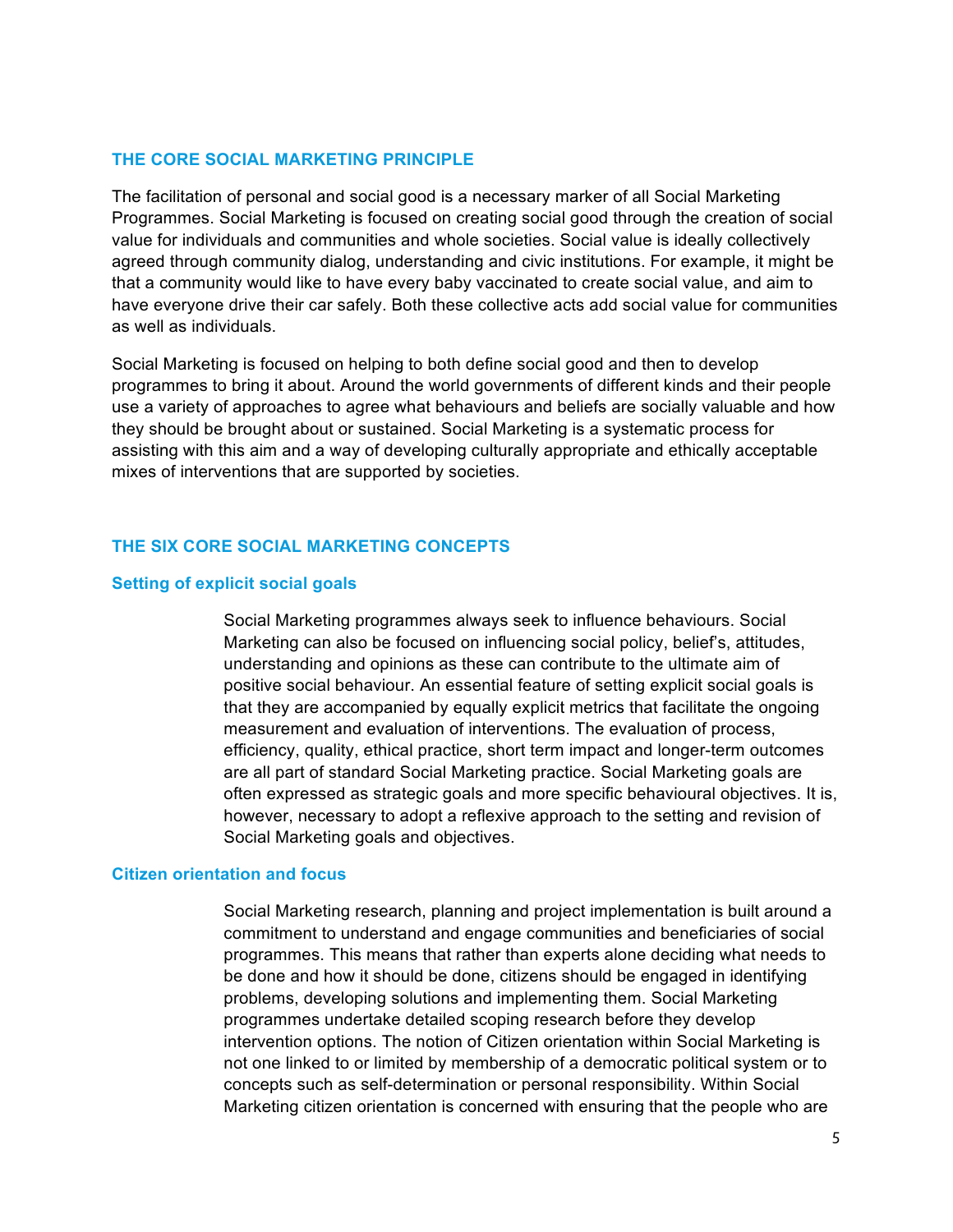## THE CORE SOCIAL MARKETING PRINCIPLE

The facilitation of personal and social good is a necessary marker of all Social Marketing Programmes. Social Marketing is focused on creating social good through the creation of social value for individuals and communities and whole societies. Social value is ideally collectively agreed through community dialog, understanding and civic institutions. For example, it might be that a community would like to have every baby vaccinated to create social value, and aim to have everyone drive their car safely. Both these collective acts add social value for communities as well as individuals.

Social Marketing is focused on helping to both define social good and then to develop programmes to bring it about. Around the world governments of different kinds and their people use a variety of approaches to agree what behaviours and beliefs are socially valuable and how they should be brought about or sustained. Social Marketing is a systematic process for assisting with this aim and a way of developing culturally appropriate and ethically acceptable mixes of interventions that are supported by societies.

## THE SIX CORE SOCIAL MARKETING CONCEPTS

### Setting of explicit social goals

Social Marketing programmes always seek to influence behaviours. Social Marketing can also be focused on influencing social policy, belief's, attitudes, understanding and opinions as these can contribute to the ultimate aim of positive social behaviour. An essential feature of setting explicit social goals is that they are accompanied by equally explicit metrics that facilitate the ongoing measurement and evaluation of interventions. The evaluation of process, efficiency, quality, ethical practice, short term impact and longer-term outcomes are all part of standard Social Marketing practice. Social Marketing goals are often expressed as strategic goals and more specific behavioural objectives. It is, however, necessary to adopt a reflexive approach to the setting and revision of Social Marketing goals and objectives.

### Citizen orientation and focus

Social Marketing research, planning and project implementation is built around a commitment to understand and engage communities and beneficiaries of social programmes. This means that rather than experts alone deciding what needs to be done and how it should be done, citizens should be engaged in identifying problems, developing solutions and implementing them. Social Marketing programmes undertake detailed scoping research before they develop intervention options. The notion of Citizen orientation within Social Marketing is not one linked to or limited by membership of a democratic political system or to concepts such as self-determination or personal responsibility. Within Social Marketing citizen orientation is concerned with ensuring that the people who are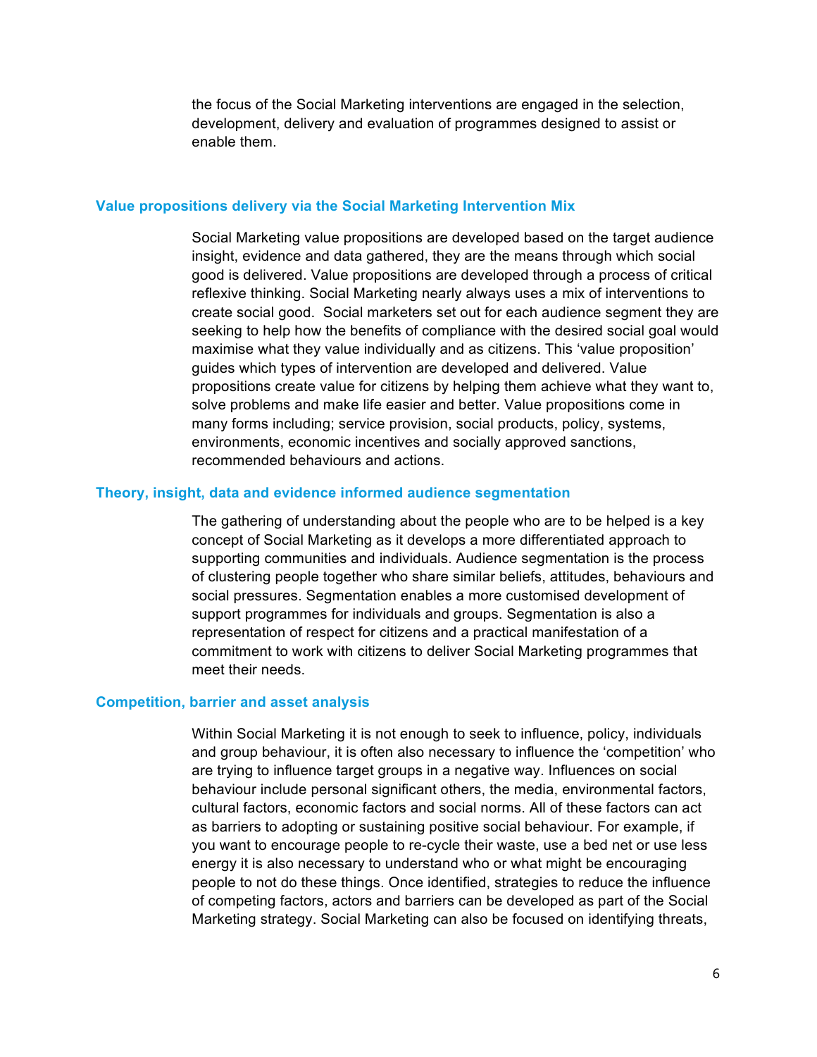the focus of the Social Marketing interventions are engaged in the selection, development, delivery and evaluation of programmes designed to assist or enable them.

### Value propositions delivery via the Social Marketing Intervention Mix

Social Marketing value propositions are developed based on the target audience insight, evidence and data gathered, they are the means through which social good is delivered. Value propositions are developed through a process of critical reflexive thinking. Social Marketing nearly always uses a mix of interventions to create social good. Social marketers set out for each audience segment they are seeking to help how the benefits of compliance with the desired social goal would maximise what they value individually and as citizens. This 'value proposition' guides which types of intervention are developed and delivered. Value propositions create value for citizens by helping them achieve what they want to, solve problems and make life easier and better. Value propositions come in many forms including; service provision, social products, policy, systems, environments, economic incentives and socially approved sanctions, recommended behaviours and actions.

### Theory, insight, data and evidence informed audience segmentation

The gathering of understanding about the people who are to be helped is a key concept of Social Marketing as it develops a more differentiated approach to supporting communities and individuals. Audience segmentation is the process of clustering people together who share similar beliefs, attitudes, behaviours and social pressures. Segmentation enables a more customised development of support programmes for individuals and groups. Segmentation is also a representation of respect for citizens and a practical manifestation of a commitment to work with citizens to deliver Social Marketing programmes that meet their needs.

### Competition, barrier and asset analysis

Within Social Marketing it is not enough to seek to influence, policy, individuals and group behaviour, it is often also necessary to influence the 'competition' who are trying to influence target groups in a negative way. Influences on social behaviour include personal significant others, the media, environmental factors, cultural factors, economic factors and social norms. All of these factors can act as barriers to adopting or sustaining positive social behaviour. For example, if you want to encourage people to re-cycle their waste, use a bed net or use less energy it is also necessary to understand who or what might be encouraging people to not do these things. Once identified, strategies to reduce the influence of competing factors, actors and barriers can be developed as part of the Social Marketing strategy. Social Marketing can also be focused on identifying threats,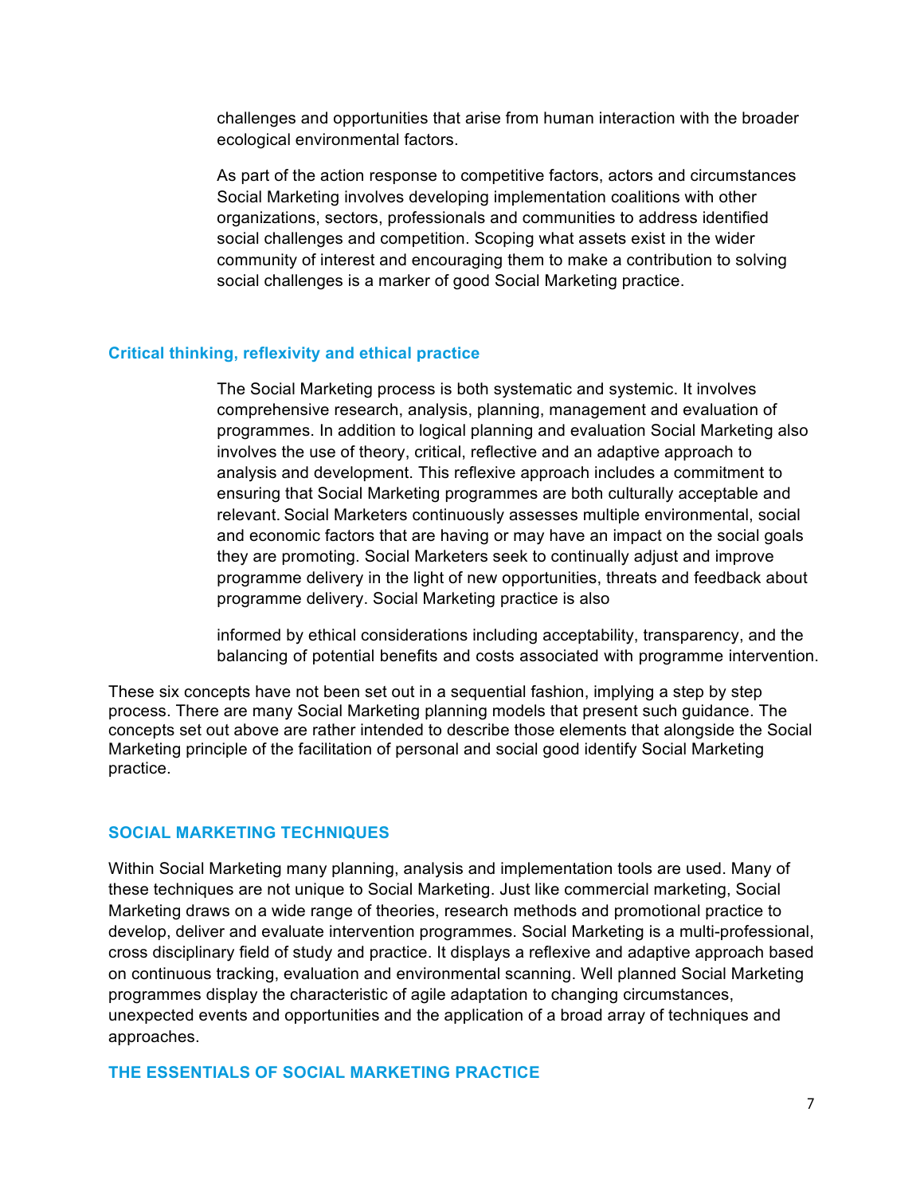challenges and opportunities that arise from human interaction with the broader ecological environmental factors.

As part of the action response to competitive factors, actors and circumstances Social Marketing involves developing implementation coalitions with other organizations, sectors, professionals and communities to address identified social challenges and competition. Scoping what assets exist in the wider community of interest and encouraging them to make a contribution to solving social challenges is a marker of good Social Marketing practice.

### Critical thinking, reflexivity and ethical practice

The Social Marketing process is both systematic and systemic. It involves comprehensive research, analysis, planning, management and evaluation of programmes. In addition to logical planning and evaluation Social Marketing also involves the use of theory, critical, reflective and an adaptive approach to analysis and development. This reflexive approach includes a commitment to ensuring that Social Marketing programmes are both culturally acceptable and relevant. Social Marketers continuously assesses multiple environmental, social and economic factors that are having or may have an impact on the social goals they are promoting. Social Marketers seek to continually adjust and improve programme delivery in the light of new opportunities, threats and feedback about programme delivery. Social Marketing practice is also informed by ethical considerations including acceptability, transparency, and the balancing of potential benefits and costs associated with programme intervention.

These six concepts have not been set out in a sequential fashion, implying a step by step process. There are many Social Marketing planning models that present such guidance. The concepts set out above are rather intended to describe those elements that alongside the Social Marketing principle of the facilitation of personal and social good identify Social Marketing practice.

## SOCIAL MARKETING TECHNIQUES

Within Social Marketing many planning, analysis and implementation tools are used. Many of these techniques are not unique to Social Marketing. Just like commercial marketing, Social Marketing draws on a wide range of theories, research methods and promotional practice to develop, deliver and evaluate intervention programmes. Social Marketing is a multi-professional, cross disciplinary field of study and practice. It displays a reflexive and adaptive approach based on continuous tracking, evaluation and environmental scanning. Well planned Social Marketing programmes display the characteristic of agile adaptation to changing circumstances, unexpected events and opportunities and the application of a broad array of techniques and approaches.

## THE ESSENTIALS OF SOCIAL MARKETING PRACTICE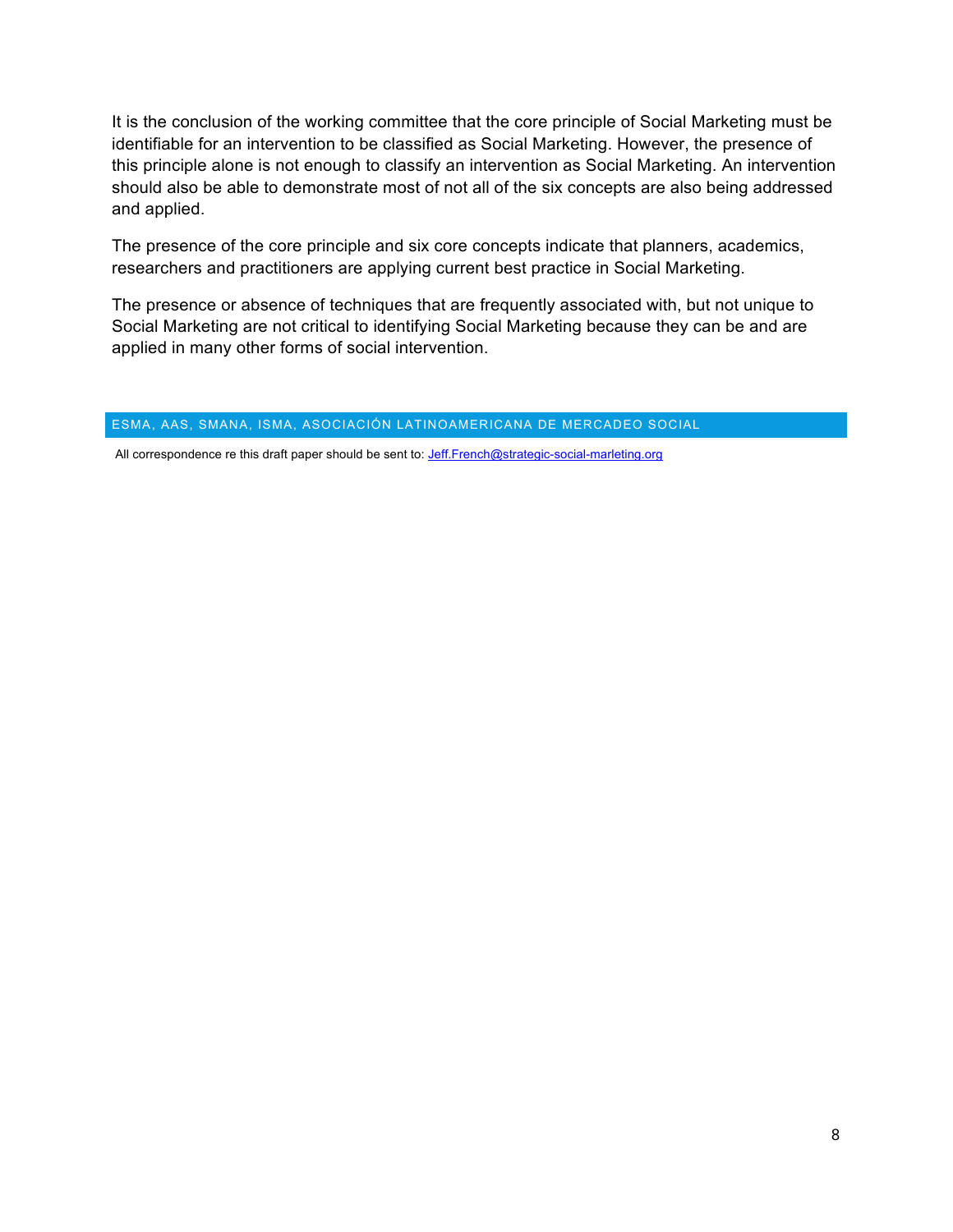It is the conclusion of the working committee that the core principle of Social Marketing must be identifiable for an intervention to be classified as Social Marketing. However, the presence of this principle alone is not enough to classify an intervention as Social Marketing. An intervention should also be able to demonstrate most of not all of the six concepts are also being addressed and applied.

The presence of the core principle and six core concepts indicate that planners, academics, researchers and practitioners are applying current best practice in Social Marketing.

The presence or absence of techniques that are frequently associated with, but not unique to Social Marketing are not critical to identifying Social Marketing because they can be and are applied in many other forms of social intervention.

ESMA, AAS, SMANA, ISMA, ASOCIACIÓN LATINOAMERICANA DE MERCADEO SOCIAL

All correspondence re this draft paper should be sent to: Jeff.French@strategic-social-marleting.org